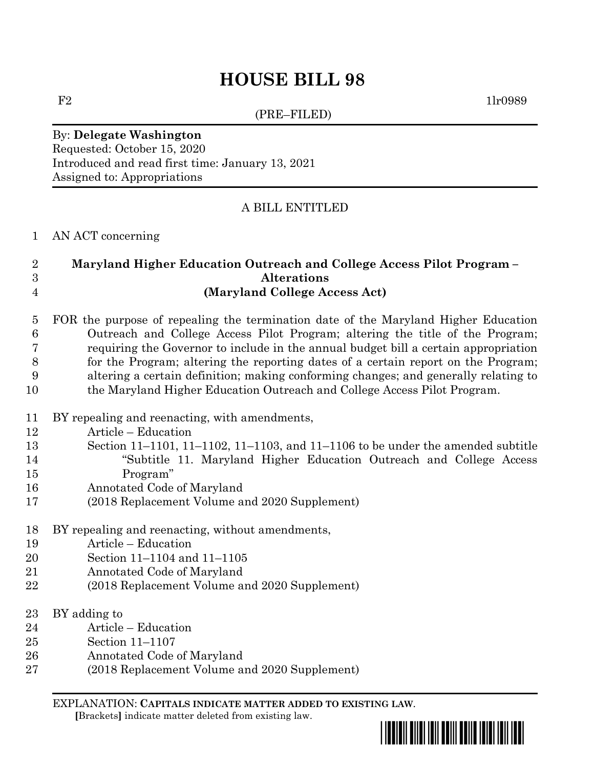# HOUSE BILL 98

F2 1lr0989

(PRE–FILED)

By: **Delegate Washington**
Requested: October 15, 2020
Introduced and read first time: January 13, 2021
Assigned to: Appropriations

A BILL ENTITLED

1 AN ACT concerning

2 **Maryland Higher Education Outreach and College Access Pilot Program –**
3 **Alterations**
4 **(Maryland College Access Act)**

5 FOR the purpose of repealing the termination date of the Maryland Higher Education
6 Outreach and College Access Pilot Program; altering the title of the Program;
7 requiring the Governor to include in the annual budget bill a certain appropriation
8 for the Program; altering the reporting dates of a certain report on the Program;
9 altering a certain definition; making conforming changes; and generally relating to
10 the Maryland Higher Education Outreach and College Access Pilot Program.

11 BY repealing and reenacting, with amendments,
12 Article – Education
13 Section 11–1101, 11–1102, 11–1103, and 11–1106 to be under the amended subtitle
14 "Subtitle 11. Maryland Higher Education Outreach and College Access
15 Program"
16 Annotated Code of Maryland
17 (2018 Replacement Volume and 2020 Supplement)

18 BY repealing and reenacting, without amendments,
19 Article – Education
20 Section 11–1104 and 11–1105
21 Annotated Code of Maryland
22 (2018 Replacement Volume and 2020 Supplement)

23 BY adding to
24 Article – Education
25 Section 11–1107
26 Annotated Code of Maryland
27 (2018 Replacement Volume and 2020 Supplement)

EXPLANATION: **CAPITALS INDICATE MATTER ADDED TO EXISTING LAW.**
**[**Brackets**]** indicate matter deleted from existing law.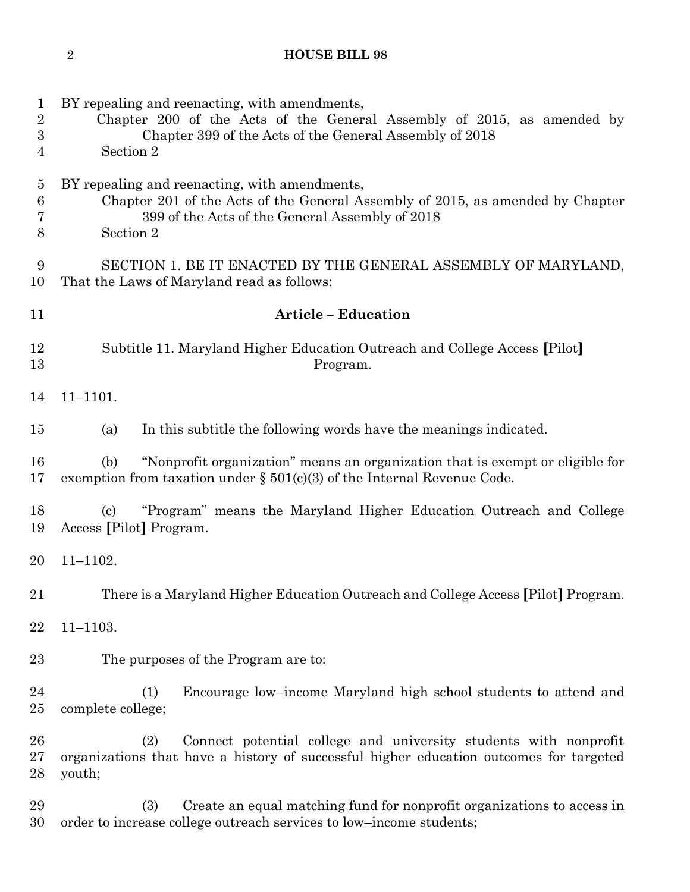BY repealing and reenacting, with amendments,
Chapter 200 of the Acts of the General Assembly of 2015, as amended by Chapter 399 of the Acts of the General Assembly of 2018
Section 2

BY repealing and reenacting, with amendments,
Chapter 201 of the Acts of the General Assembly of 2015, as amended by Chapter 399 of the Acts of the General Assembly of 2018
Section 2

SECTION 1. BE IT ENACTED BY THE GENERAL ASSEMBLY OF MARYLAND, That the Laws of Maryland read as follows:

**Article – Education**

Subtitle 11. Maryland Higher Education Outreach and College Access **[**Pilot**]** Program.

11–1101.

(a) In this subtitle the following words have the meanings indicated.

(b) "Nonprofit organization" means an organization that is exempt or eligible for exemption from taxation under § 501(c)(3) of the Internal Revenue Code.

(c) "Program" means the Maryland Higher Education Outreach and College Access **[**Pilot**]** Program.

11–1102.

There is a Maryland Higher Education Outreach and College Access **[**Pilot**]** Program.

11–1103.

The purposes of the Program are to:

(1) Encourage low–income Maryland high school students to attend and complete college;

(2) Connect potential college and university students with nonprofit organizations that have a history of successful higher education outcomes for targeted youth;

(3) Create an equal matching fund for nonprofit organizations to access in order to increase college outreach services to low–income students;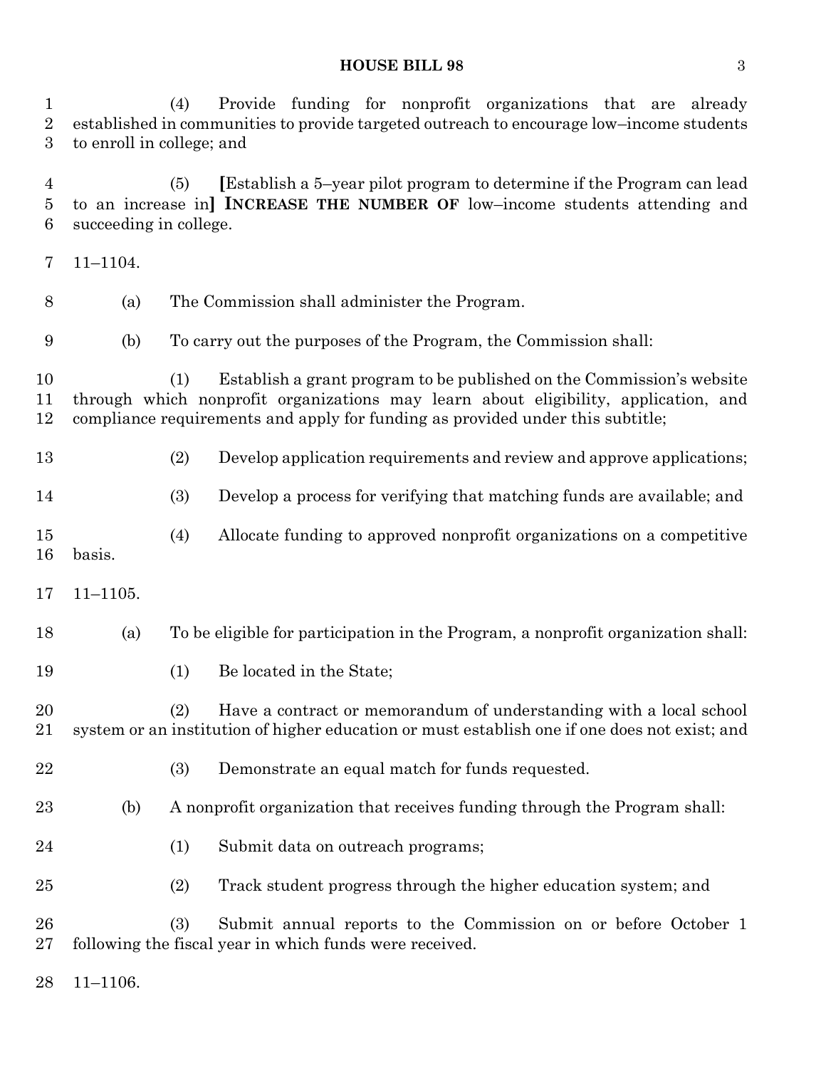(4) Provide funding for nonprofit organizations that are already established in communities to provide targeted outreach to encourage low–income students to enroll in college; and

(5) **[**Establish a 5–year pilot program to determine if the Program can lead to an increase in**]** **INCREASE THE NUMBER OF** low–income students attending and succeeding in college.

11–1104.

(a) The Commission shall administer the Program.

(b) To carry out the purposes of the Program, the Commission shall:

(1) Establish a grant program to be published on the Commission's website through which nonprofit organizations may learn about eligibility, application, and compliance requirements and apply for funding as provided under this subtitle;

(2) Develop application requirements and review and approve applications;

(3) Develop a process for verifying that matching funds are available; and

(4) Allocate funding to approved nonprofit organizations on a competitive basis.

11–1105.

(a) To be eligible for participation in the Program, a nonprofit organization shall:

(1) Be located in the State;

(2) Have a contract or memorandum of understanding with a local school system or an institution of higher education or must establish one if one does not exist; and

(3) Demonstrate an equal match for funds requested.

(b) A nonprofit organization that receives funding through the Program shall:

(1) Submit data on outreach programs;

(2) Track student progress through the higher education system; and

(3) Submit annual reports to the Commission on or before October 1 following the fiscal year in which funds were received.

11–1106.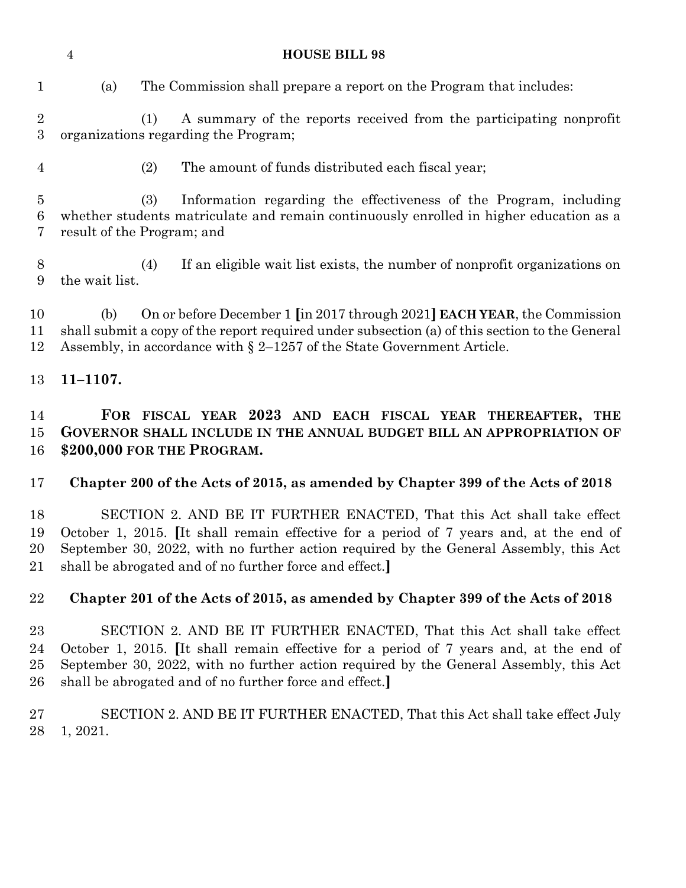(a) The Commission shall prepare a report on the Program that includes:

(1) A summary of the reports received from the participating nonprofit organizations regarding the Program;

(2) The amount of funds distributed each fiscal year;

(3) Information regarding the effectiveness of the Program, including whether students matriculate and remain continuously enrolled in higher education as a result of the Program; and

(4) If an eligible wait list exists, the number of nonprofit organizations on the wait list.

(b) On or before December 1 **[**in 2017 through 2021**]** **EACH YEAR**, the Commission shall submit a copy of the report required under subsection (a) of this section to the General Assembly, in accordance with § 2–1257 of the State Government Article.

**11–1107.**

**FOR FISCAL YEAR 2023 AND EACH FISCAL YEAR THEREAFTER, THE GOVERNOR SHALL INCLUDE IN THE ANNUAL BUDGET BILL AN APPROPRIATION OF $200,000 FOR THE PROGRAM.**

**Chapter 200 of the Acts of 2015, as amended by Chapter 399 of the Acts of 2018**

SECTION 2. AND BE IT FURTHER ENACTED, That this Act shall take effect October 1, 2015. **[**It shall remain effective for a period of 7 years and, at the end of September 30, 2022, with no further action required by the General Assembly, this Act shall be abrogated and of no further force and effect.**]**

**Chapter 201 of the Acts of 2015, as amended by Chapter 399 of the Acts of 2018**

SECTION 2. AND BE IT FURTHER ENACTED, That this Act shall take effect October 1, 2015. **[**It shall remain effective for a period of 7 years and, at the end of September 30, 2022, with no further action required by the General Assembly, this Act shall be abrogated and of no further force and effect.**]**

SECTION 2. AND BE IT FURTHER ENACTED, That this Act shall take effect July 1, 2021.